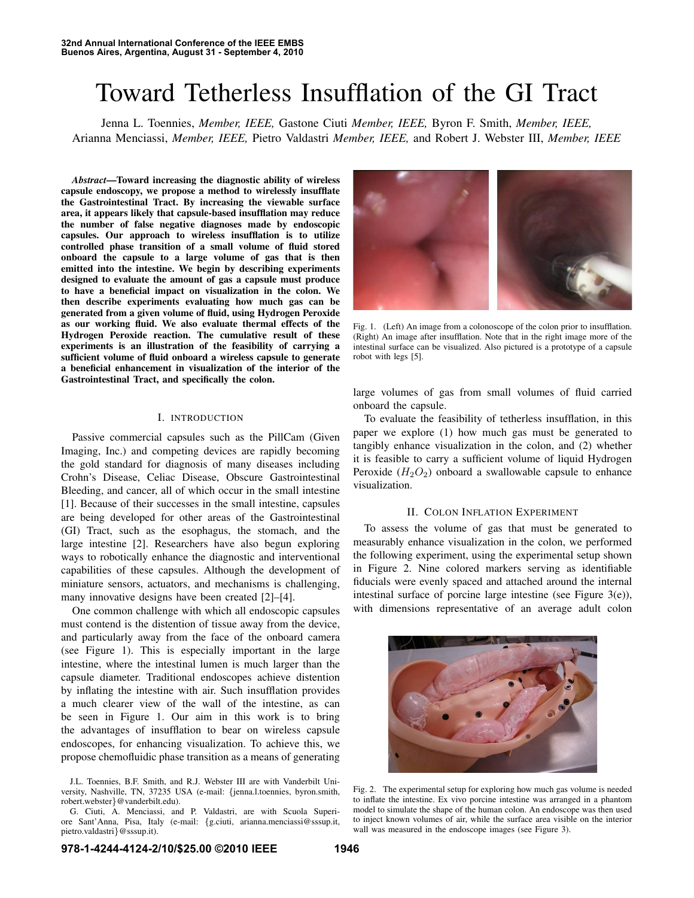# Toward Tetherless Insufflation of the GI Tract

Jenna L. Toennies, *Member, IEEE,* Gastone Ciuti *Member, IEEE,* Byron F. Smith, *Member, IEEE,* Arianna Menciassi, *Member, IEEE,* Pietro Valdastri *Member, IEEE,* and Robert J. Webster III, *Member, IEEE*

***Abstract*—Toward increasing the diagnostic ability of wireless capsule endoscopy, we propose a method to wirelessly insufflate the Gastrointestinal Tract. By increasing the viewable surface area, it appears likely that capsule-based insufflation may reduce the number of false negative diagnoses made by endoscopic capsules. Our approach to wireless insufflation is to utilize controlled phase transition of a small volume of fluid stored onboard the capsule to a large volume of gas that is then emitted into the intestine. We begin by describing experiments designed to evaluate the amount of gas a capsule must produce to have a beneficial impact on visualization in the colon. We then describe experiments evaluating how much gas can be generated from a given volume of fluid, using Hydrogen Peroxide as our working fluid. We also evaluate thermal effects of the Hydrogen Peroxide reaction. The cumulative result of these experiments is an illustration of the feasibility of carrying a sufficient volume of fluid onboard a wireless capsule to generate a beneficial enhancement in visualization of the interior of the Gastrointestinal Tract, and specifically the colon.**

## I. INTRODUCTION

Passive commercial capsules such as the PillCam (Given Imaging, Inc.) and competing devices are rapidly becoming the gold standard for diagnosis of many diseases including Crohn's Disease, Celiac Disease, Obscure Gastrointestinal Bleeding, and cancer, all of which occur in the small intestine [1]. Because of their successes in the small intestine, capsules are being developed for other areas of the Gastrointestinal (GI) Tract, such as the esophagus, the stomach, and the large intestine [2]. Researchers have also begun exploring ways to robotically enhance the diagnostic and interventional capabilities of these capsules. Although the development of miniature sensors, actuators, and mechanisms is challenging, many innovative designs have been created [2]–[4].

One common challenge with which all endoscopic capsules must contend is the distention of tissue away from the device, and particularly away from the face of the onboard camera (see Figure 1). This is especially important in the large intestine, where the intestinal lumen is much larger than the capsule diameter. Traditional endoscopes achieve distention by inflating the intestine with air. Such insufflation provides a much clearer view of the wall of the intestine, as can be seen in Figure 1. Our aim in this work is to bring the advantages of insufflation to bear on wireless capsule endoscopes, for enhancing visualization. To achieve this, we propose chemofluidic phase transition as a means of generating large volumes of gas from small volumes of fluid carried onboard the capsule.

J.L. Toennies, B.F. Smith, and R.J. Webster III are with Vanderbilt University, Nashville, TN, 37235 USA (e-mail: {jenna.l.toennies, byron.smith, robert.webster}@vanderbilt.edu).

G. Ciuti, A. Menciassi, and P. Valdastri, are with Scuola Superiore Sant'Anna, Pisa, Italy (e-mail: {g.ciuti, arianna.menciassi@sssup.it, pietro.valdastri}@sssup.it).

Fig. 1. (Left) An image from a colonoscope of the colon prior to insufflation. (Right) An image after insufflation. Note that in the right image more of the intestinal surface can be visualized. Also pictured is a prototype of a capsule robot with legs [5].

To evaluate the feasibility of tetherless insufflation, in this paper we explore (1) how much gas must be generated to tangibly enhance visualization in the colon, and (2) whether it is feasible to carry a sufficient volume of liquid Hydrogen Peroxide ($H_2O_2$) onboard a swallowable capsule to enhance visualization.

## II. COLON INFLATION EXPERIMENT

To assess the volume of gas that must be generated to measurably enhance visualization in the colon, we performed the following experiment, using the experimental setup shown in Figure 2. Nine colored markers serving as identifiable fiducials were evenly spaced and attached around the internal intestinal surface of porcine large intestine (see Figure 3(e)), with dimensions representative of an average adult colon

Fig. 2. The experimental setup for exploring how much gas volume is needed to inflate the intestine. Ex vivo porcine intestine was arranged in a phantom model to simulate the shape of the human colon. An endoscope was then used to inject known volumes of air, while the surface area visible on the interior wall was measured in the endoscope images (see Figure 3).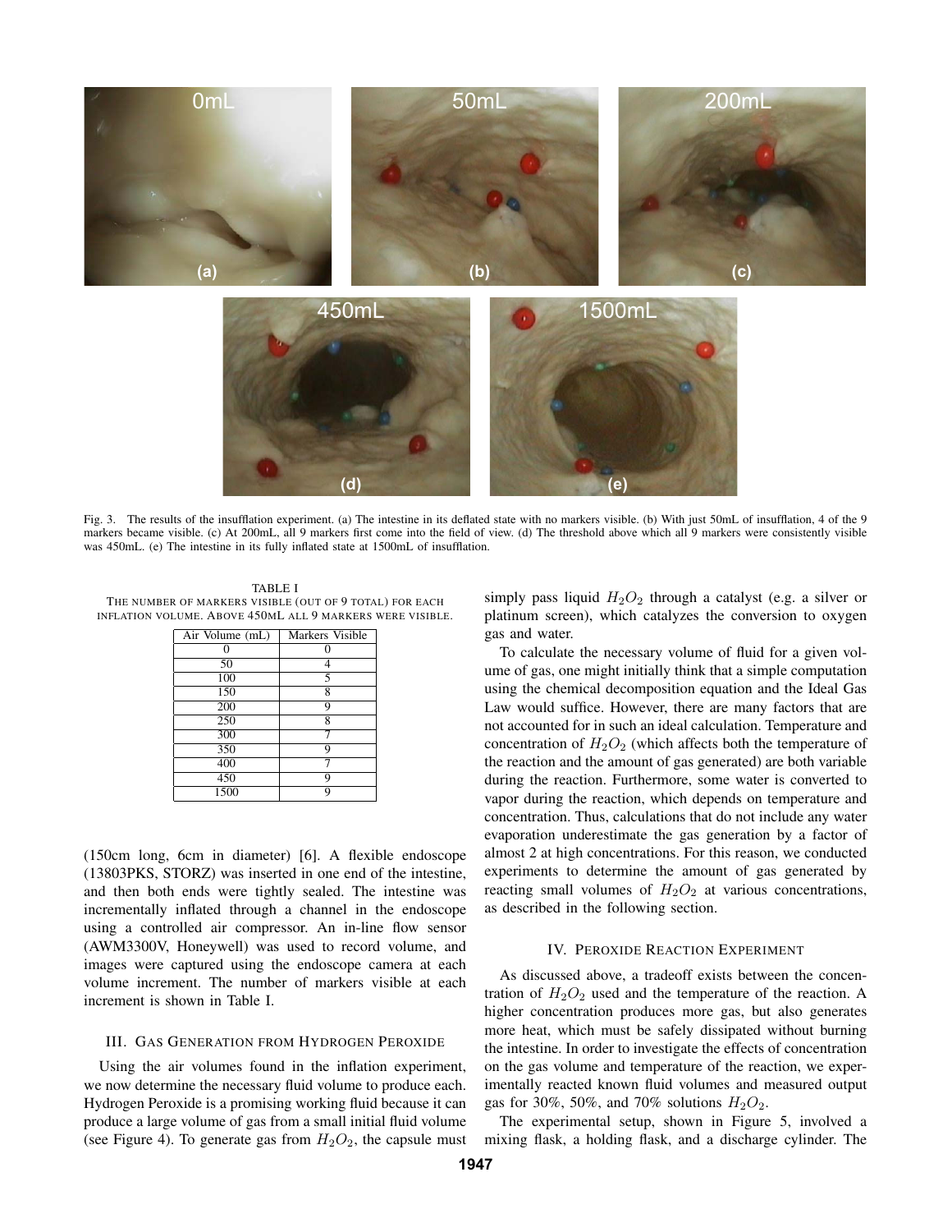Fig. 3. The results of the insufflation experiment. (a) The intestine in its deflated state with no markers visible. (b) With just 50mL of insufflation, 4 of the 9 markers became visible. (c) At 200mL, all 9 markers first come into the field of view. (d) The threshold above which all 9 markers were consistently visible was 450mL. (e) The intestine in its fully inflated state at 1500mL of insufflation.

TABLE I
THE NUMBER OF MARKERS VISIBLE (OUT OF 9 TOTAL) FOR EACH INFLATION VOLUME. ABOVE 450ML ALL 9 MARKERS WERE VISIBLE.

| Air Volume (mL) | Markers Visible |
|---|---|
| 0 | 0 |
| 50 | 4 |
| 100 | 5 |
| 150 | 8 |
| 200 | 9 |
| 250 | 8 |
| 300 | 7 |
| 350 | 9 |
| 400 | 7 |
| 450 | 9 |
| 1500 | 9 |

(150cm long, 6cm in diameter) [6]. A flexible endoscope (13803PKS, STORZ) was inserted in one end of the intestine, and then both ends were tightly sealed. The intestine was incrementally inflated through a channel in the endoscope using a controlled air compressor. An in-line flow sensor (AWM3300V, Honeywell) was used to record volume, and images were captured using the endoscope camera at each volume increment. The number of markers visible at each increment is shown in Table I.

## III. GAS GENERATION FROM HYDROGEN PEROXIDE

Using the air volumes found in the inflation experiment, we now determine the necessary fluid volume to produce each. Hydrogen Peroxide is a promising working fluid because it can produce a large volume of gas from a small initial fluid volume (see Figure 4). To generate gas from $H_2O_2$, the capsule must simply pass liquid $H_2O_2$ through a catalyst (e.g. a silver or platinum screen), which catalyzes the conversion to oxygen gas and water.

To calculate the necessary volume of fluid for a given volume of gas, one might initially think that a simple computation using the chemical decomposition equation and the Ideal Gas Law would suffice. However, there are many factors that are not accounted for in such an ideal calculation. Temperature and concentration of $H_2O_2$ (which affects both the temperature of the reaction and the amount of gas generated) are both variable during the reaction. Furthermore, some water is converted to vapor during the reaction, which depends on temperature and concentration. Thus, calculations that do not include any water evaporation underestimate the gas generation by a factor of almost 2 at high concentrations. For this reason, we conducted experiments to determine the amount of gas generated by reacting small volumes of $H_2O_2$ at various concentrations, as described in the following section.

## IV. PEROXIDE REACTION EXPERIMENT

As discussed above, a tradeoff exists between the concentration of $H_2O_2$ used and the temperature of the reaction. A higher concentration produces more gas, but also generates more heat, which must be safely dissipated without burning the intestine. In order to investigate the effects of concentration on the gas volume and temperature of the reaction, we experimentally reacted known fluid volumes and measured output gas for 30%, 50%, and 70% solutions $H_2O_2$.

The experimental setup, shown in Figure 5, involved a mixing flask, a holding flask, and a discharge cylinder. The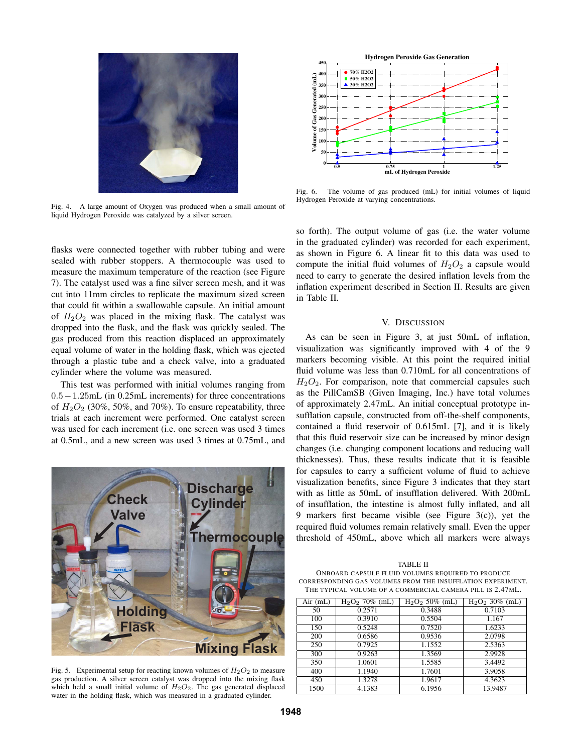Fig. 4. A large amount of Oxygen was produced when a small amount of liquid Hydrogen Peroxide was catalyzed by a silver screen.

flasks were connected together with rubber tubing and were sealed with rubber stoppers. A thermocouple was used to measure the maximum temperature of the reaction (see Figure 7). The catalyst used was a fine silver screen mesh, and it was cut into 11mm circles to replicate the maximum sized screen that could fit within a swallowable capsule. An initial amount of $H_2O_2$ was placed in the mixing flask. The catalyst was dropped into the flask, and the flask was quickly sealed. The gas produced from this reaction displaced an approximately equal volume of water in the holding flask, which was ejected through a plastic tube and a check valve, into a graduated cylinder where the volume was measured.

This test was performed with initial volumes ranging from $0.5-1.25$mL (in 0.25mL increments) for three concentrations of $H_2O_2$ (30%, 50%, and 70%). To ensure repeatability, three trials at each increment were performed. One catalyst screen was used for each increment (i.e. one screen was used 3 times at 0.5mL, and a new screen was used 3 times at 0.75mL, and so forth). The output volume of gas (i.e. the water volume in the graduated cylinder) was recorded for each experiment, as shown in Figure 6. A linear fit to this data was used to compute the initial fluid volumes of $H_2O_2$ a capsule would need to carry to generate the desired inflation levels from the inflation experiment described in Section II. Results are given in Table II.

Fig. 5. Experimental setup for reacting known volumes of $H_2O_2$ to measure gas production. A silver screen catalyst was dropped into the mixing flask which held a small initial volume of $H_2O_2$. The gas generated displaced water in the holding flask, which was measured in a graduated cylinder.

Fig. 6. The volume of gas produced (mL) for initial volumes of liquid Hydrogen Peroxide at varying concentrations.

## V. Discussion

As can be seen in Figure 3, at just 50mL of inflation, visualization was significantly improved with 4 of the 9 markers becoming visible. At this point the required initial fluid volume was less than 0.710mL for all concentrations of $H_2O_2$. For comparison, note that commercial capsules such as the PillCamSB (Given Imaging, Inc.) have total volumes of approximately 2.47mL. An initial conceptual prototype insufflation capsule, constructed from off-the-shelf components, contained a fluid reservoir of 0.615mL [7], and it is likely that this fluid reservoir size can be increased by minor design changes (i.e. changing component locations and reducing wall thicknesses). Thus, these results indicate that it is feasible for capsules to carry a sufficient volume of fluid to achieve visualization benefits, since Figure 3 indicates that they start with as little as 50mL of insufflation delivered. With 200mL of insufflation, the intestine is almost fully inflated, and all 9 markers first became visible (see Figure 3(c)), yet the required fluid volumes remain relatively small. Even the upper threshold of 450mL, above which all markers were always

TABLE II
ONBOARD CAPSULE FLUID VOLUMES REQUIRED TO PRODUCE CORRESPONDING GAS VOLUMES FROM THE INSUFFLATION EXPERIMENT. THE TYPICAL VOLUME OF A COMMERCIAL CAMERA PILL IS 2.47ML.

| Air (mL) | $H_2O_2$ 70% (mL) | $H_2O_2$ 50% (mL) | $H_2O_2$ 30% (mL) |
|---|---|---|---|
| 50 | 0.2571 | 0.3488 | 0.7103 |
| 100 | 0.3910 | 0.5504 | 1.167 |
| 150 | 0.5248 | 0.7520 | 1.6233 |
| 200 | 0.6586 | 0.9536 | 2.0798 |
| 250 | 0.7925 | 1.1552 | 2.5363 |
| 300 | 0.9263 | 1.3569 | 2.9928 |
| 350 | 1.0601 | 1.5585 | 3.4492 |
| 400 | 1.1940 | 1.7601 | 3.9058 |
| 450 | 1.3278 | 1.9617 | 4.3623 |
| 1500 | 4.1383 | 6.1956 | 13.9487 |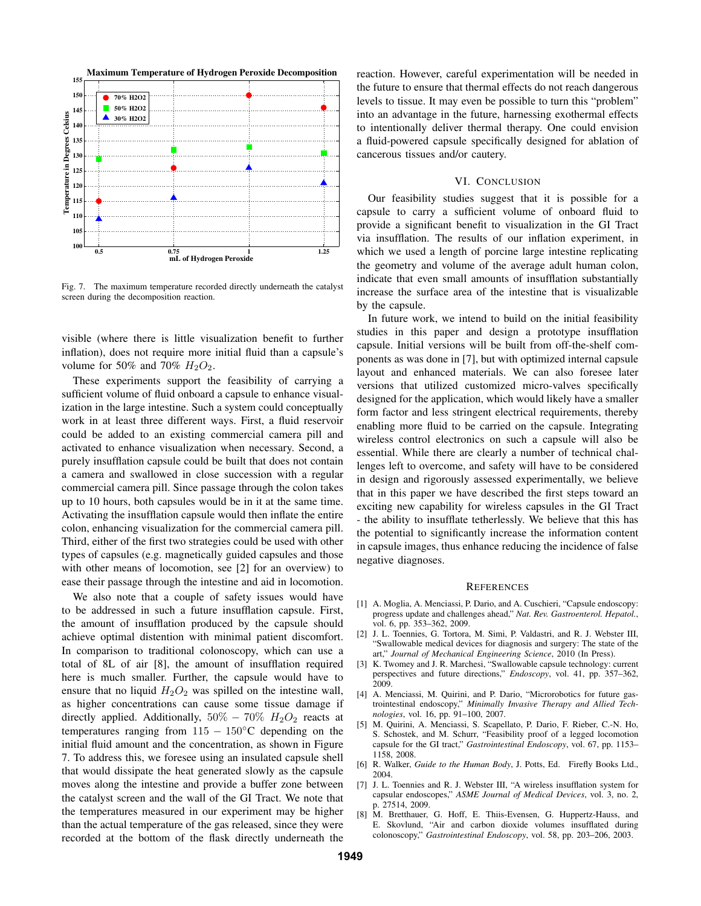Maximum Temperature of Hydrogen Peroxide Decomposition

Temperature in Degrees Celsius

155
150
145
140
135
130
125
120
115
110
105
100

0.5
0.75
1
1.25

mL of Hydrogen Peroxide

70% H2O2
50% H2O2
30% H2O2

Fig. 7. The maximum temperature recorded directly underneath the catalyst screen during the decomposition reaction.

visible (where there is little visualization benefit to further inflation), does not require more initial fluid than a capsule's volume for 50% and 70% $H_2O_2$.

These experiments support the feasibility of carrying a sufficient volume of fluid onboard a capsule to enhance visualization in the large intestine. Such a system could conceptually work in at least three different ways. First, a fluid reservoir could be added to an existing commercial camera pill and activated to enhance visualization when necessary. Second, a purely insufflation capsule could be built that does not contain a camera and swallowed in close succession with a regular commercial camera pill. Since passage through the colon takes up to 10 hours, both capsules would be in it at the same time. Activating the insufflation capsule would then inflate the entire colon, enhancing visualization for the commercial camera pill. Third, either of the first two strategies could be used with other types of capsules (e.g. magnetically guided capsules and those with other means of locomotion, see [2] for an overview) to ease their passage through the intestine and aid in locomotion.

We also note that a couple of safety issues would have to be addressed in such a future insufflation capsule. First, the amount of insufflation produced by the capsule should achieve optimal distention with minimal patient discomfort. In comparison to traditional colonoscopy, which can use a total of 8L of air [8], the amount of insufflation required here is much smaller. Further, the capsule would have to ensure that no liquid $H_2O_2$ was spilled on the intestine wall, as higher concentrations can cause some tissue damage if directly applied. Additionally, $50\% - 70\%$ $H_2O_2$ reacts at temperatures ranging from $115 - 150^{\circ}$C depending on the initial fluid amount and the concentration, as shown in Figure 7. To address this, we foresee using an insulated capsule shell that would dissipate the heat generated slowly as the capsule moves along the intestine and provide a buffer zone between the catalyst screen and the wall of the GI Tract. We note that the temperatures measured in our experiment may be higher than the actual temperature of the gas released, since they were recorded at the bottom of the flask directly underneath the reaction. However, careful experimentation will be needed in the future to ensure that thermal effects do not reach dangerous levels to tissue. It may even be possible to turn this "problem" into an advantage in the future, harnessing exothermal effects to intentionally deliver thermal therapy. One could envision a fluid-powered capsule specifically designed for ablation of cancerous tissues and/or cautery.

## VI. Conclusion

Our feasibility studies suggest that it is possible for a capsule to carry a sufficient volume of onboard fluid to provide a significant benefit to visualization in the GI Tract via insufflation. The results of our inflation experiment, in which we used a length of porcine large intestine replicating the geometry and volume of the average adult human colon, indicate that even small amounts of insufflation substantially increase the surface area of the intestine that is visualizable by the capsule.

In future work, we intend to build on the initial feasibility studies in this paper and design a prototype insufflation capsule. Initial versions will be built from off-the-shelf components as was done in [7], but with optimized internal capsule layout and enhanced materials. We can also foresee later versions that utilized customized micro-valves specifically designed for the application, which would likely have a smaller form factor and less stringent electrical requirements, thereby enabling more fluid to be carried on the capsule. Integrating wireless control electronics on such a capsule will also be essential. While there are clearly a number of technical challenges left to overcome, and safety will have to be considered in design and rigorously assessed experimentally, we believe that in this paper we have described the first steps toward an exciting new capability for wireless capsules in the GI Tract - the ability to insufflate tetherlessly. We believe that this has the potential to significantly increase the information content in capsule images, thus enhance reducing the incidence of false negative diagnoses.

## References

[1] A. Moglia, A. Menciassi, P. Dario, and A. Cuschieri, "Capsule endoscopy: progress update and challenges ahead," *Nat. Rev. Gastroenterol. Hepatol.*, vol. 6, pp. 353–362, 2009.

[2] J. L. Toennies, G. Tortora, M. Simi, P. Valdastri, and R. J. Webster III, "Swallowable medical devices for diagnosis and surgery: The state of the art," *Journal of Mechanical Engineering Science*, 2010 (In Press).

[3] K. Twomey and J. R. Marchesi, "Swallowable capsule technology: current perspectives and future directions," *Endoscopy*, vol. 41, pp. 357–362, 2009.

[4] A. Menciassi, M. Quirini, and P. Dario, "Microrobotics for future gastrointestinal endoscopy," *Minimally Invasive Therapy and Allied Technologies*, vol. 16, pp. 91–100, 2007.

[5] M. Quirini, A. Menciassi, S. Scapellato, P. Dario, F. Rieber, C.-N. Ho, S. Schostek, and M. Schurr, "Feasibility proof of a legged locomotion capsule for the GI tract," *Gastrointestinal Endoscopy*, vol. 67, pp. 1153–1158, 2008.

[6] R. Walker, *Guide to the Human Body*, J. Potts, Ed. Firefly Books Ltd., 2004.

[7] J. L. Toennies and R. J. Webster III, "A wireless insufflation system for capsular endoscopes," *ASME Journal of Medical Devices*, vol. 3, no. 2, p. 27514, 2009.

[8] M. Bretthauer, G. Hoff, E. Thiis-Evensen, G. Huppertz-Hauss, and E. Skovlund, "Air and carbon dioxide volumes insufflated during colonoscopy," *Gastrointestinal Endoscopy*, vol. 58, pp. 203–206, 2003.